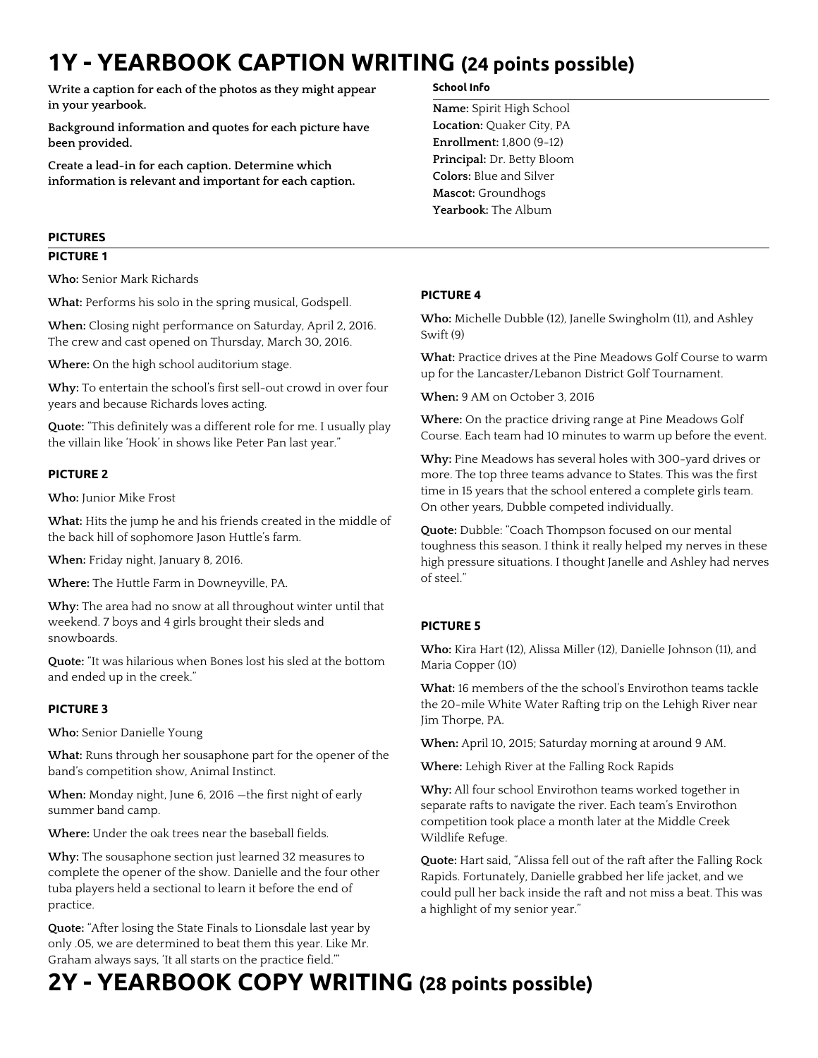# 1Y - YEARBOOK CAPTION WRITING (24 points possible)

**Write a caption for each of the photos as they might appear in your yearbook.**

**Background information and quotes for each picture have been provided.**

**Create a lead-in for each caption. Determine which information is relevant and important for each caption.**

### School Info

**Name:** Spirit High School
**Location:** Quaker City, PA
**Enrollment:** 1,800 (9-12)
**Principal:** Dr. Betty Bloom
**Colors:** Blue and Silver
**Mascot:** Groundhogs
**Yearbook:** The Album

## PICTURES

### PICTURE 1

**Who:** Senior Mark Richards

**What:** Performs his solo in the spring musical, Godspell.

**When:** Closing night performance on Saturday, April 2, 2016. The crew and cast opened on Thursday, March 30, 2016.

**Where:** On the high school auditorium stage.

**Why:** To entertain the school's first sell-out crowd in over four years and because Richards loves acting.

**Quote:** "This definitely was a different role for me. I usually play the villain like 'Hook' in shows like Peter Pan last year."

### PICTURE 2

**Who:** Junior Mike Frost

**What:** Hits the jump he and his friends created in the middle of the back hill of sophomore Jason Huttle's farm.

**When:** Friday night, January 8, 2016.

**Where:** The Huttle Farm in Downeyville, PA.

**Why:** The area had no snow at all throughout winter until that weekend. 7 boys and 4 girls brought their sleds and snowboards.

**Quote:** "It was hilarious when Bones lost his sled at the bottom and ended up in the creek."

### PICTURE 3

**Who:** Senior Danielle Young

**What:** Runs through her sousaphone part for the opener of the band's competition show, Animal Instinct.

**When:** Monday night, June 6, 2016 —the first night of early summer band camp.

**Where:** Under the oak trees near the baseball fields.

**Why:** The sousaphone section just learned 32 measures to complete the opener of the show. Danielle and the four other tuba players held a sectional to learn it before the end of practice.

**Quote:** "After losing the State Finals to Lionsdale last year by only .05, we are determined to beat them this year. Like Mr. Graham always says, 'It all starts on the practice field.'"

### PICTURE 4

**Who:** Michelle Dubble (12), Janelle Swingholm (11), and Ashley Swift (9)

**What:** Practice drives at the Pine Meadows Golf Course to warm up for the Lancaster/Lebanon District Golf Tournament.

**When:** 9 AM on October 3, 2016

**Where:** On the practice driving range at Pine Meadows Golf Course. Each team had 10 minutes to warm up before the event.

**Why:** Pine Meadows has several holes with 300-yard drives or more. The top three teams advance to States. This was the first time in 15 years that the school entered a complete girls team. On other years, Dubble competed individually.

**Quote:** Dubble: "Coach Thompson focused on our mental toughness this season. I think it really helped my nerves in these high pressure situations. I thought Janelle and Ashley had nerves of steel."

### PICTURE 5

**Who:** Kira Hart (12), Alissa Miller (12), Danielle Johnson (11), and Maria Copper (10)

**What:** 16 members of the the school's Envirothon teams tackle the 20-mile White Water Rafting trip on the Lehigh River near Jim Thorpe, PA.

**When:** April 10, 2015; Saturday morning at around 9 AM.

**Where:** Lehigh River at the Falling Rock Rapids

**Why:** All four school Envirothon teams worked together in separate rafts to navigate the river. Each team's Envirothon competition took place a month later at the Middle Creek Wildlife Refuge.

**Quote:** Hart said, "Alissa fell out of the raft after the Falling Rock Rapids. Fortunately, Danielle grabbed her life jacket, and we could pull her back inside the raft and not miss a beat. This was a highlight of my senior year."

# 2Y - YEARBOOK COPY WRITING (28 points possible)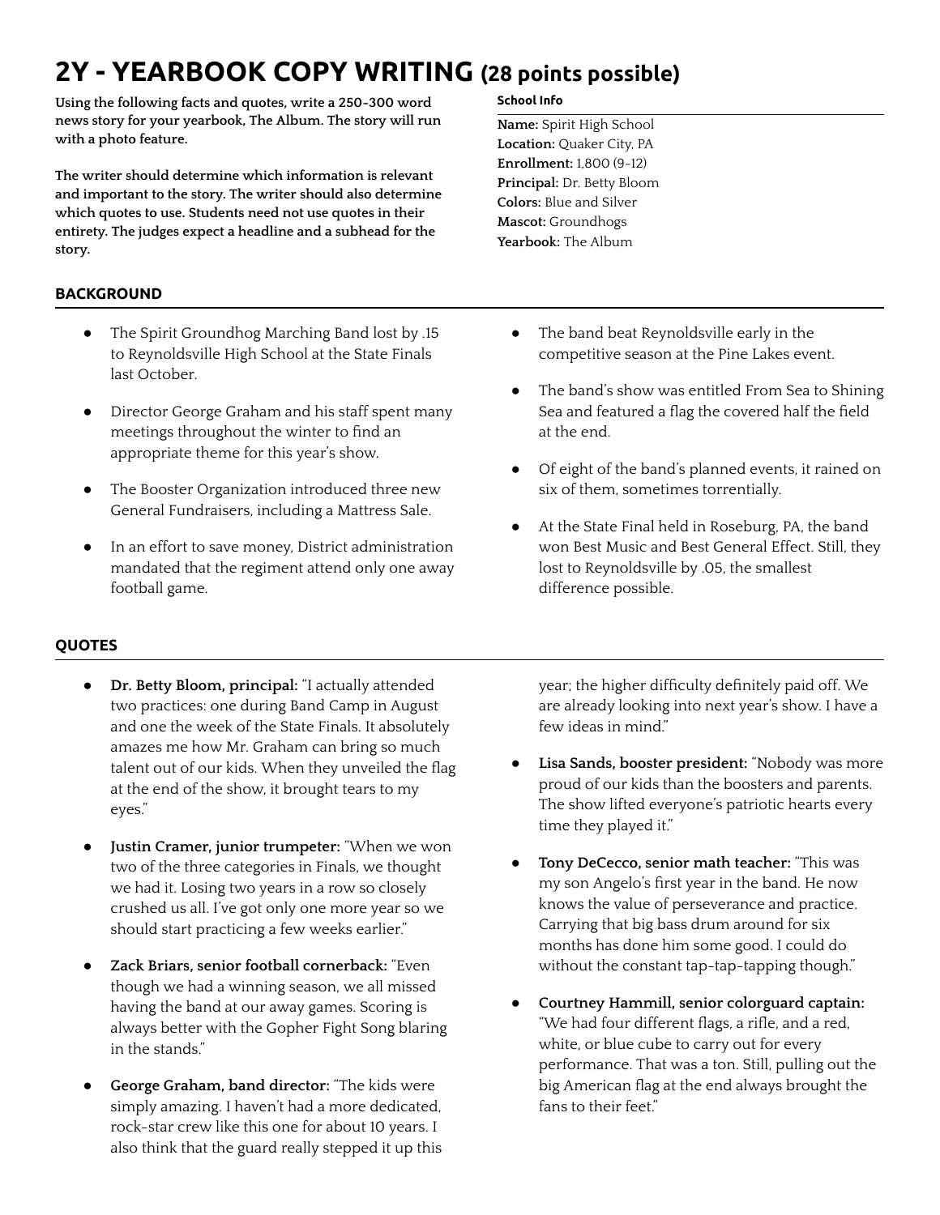# 2Y - YEARBOOK COPY WRITING (28 points possible)

**Using the following facts and quotes, write a 250-300 word news story for your yearbook, The Album. The story will run with a photo feature.**

**The writer should determine which information is relevant and important to the story. The writer should also determine which quotes to use. Students need not use quotes in their entirety. The judges expect a headline and a subhead for the story.**

**School Info**

**Name:** Spirit High School
**Location:** Quaker City, PA
**Enrollment:** 1,800 (9-12)
**Principal:** Dr. Betty Bloom
**Colors:** Blue and Silver
**Mascot:** Groundhogs
**Yearbook:** The Album

## BACKGROUND

- The Spirit Groundhog Marching Band lost by .15 to Reynoldsville High School at the State Finals last October.
- Director George Graham and his staff spent many meetings throughout the winter to find an appropriate theme for this year's show.
- The Booster Organization introduced three new General Fundraisers, including a Mattress Sale.
- In an effort to save money, District administration mandated that the regiment attend only one away football game.
- The band beat Reynoldsville early in the competitive season at the Pine Lakes event.
- The band's show was entitled From Sea to Shining Sea and featured a flag the covered half the field at the end.
- Of eight of the band's planned events, it rained on six of them, sometimes torrentially.
- At the State Final held in Roseburg, PA, the band won Best Music and Best General Effect. Still, they lost to Reynoldsville by .05, the smallest difference possible.

## QUOTES

- **Dr. Betty Bloom, principal:** "I actually attended two practices: one during Band Camp in August and one the week of the State Finals. It absolutely amazes me how Mr. Graham can bring so much talent out of our kids. When they unveiled the flag at the end of the show, it brought tears to my eyes."
- **Justin Cramer, junior trumpeter:** "When we won two of the three categories in Finals, we thought we had it. Losing two years in a row so closely crushed us all. I've got only one more year so we should start practicing a few weeks earlier."
- **Zack Briars, senior football cornerback:** "Even though we had a winning season, we all missed having the band at our away games. Scoring is always better with the Gopher Fight Song blaring in the stands."
- **George Graham, band director:** "The kids were simply amazing. I haven't had a more dedicated, rock-star crew like this one for about 10 years. I also think that the guard really stepped it up this year; the higher difficulty definitely paid off. We are already looking into next year's show. I have a few ideas in mind."
- **Lisa Sands, booster president:** "Nobody was more proud of our kids than the boosters and parents. The show lifted everyone's patriotic hearts every time they played it."
- **Tony DeCecco, senior math teacher:** "This was my son Angelo's first year in the band. He now knows the value of perseverance and practice. Carrying that big bass drum around for six months has done him some good. I could do without the constant tap-tap-tapping though."
- **Courtney Hammill, senior colorguard captain:** "We had four different flags, a rifle, and a red, white, or blue cube to carry out for every performance. That was a ton. Still, pulling out the big American flag at the end always brought the fans to their feet."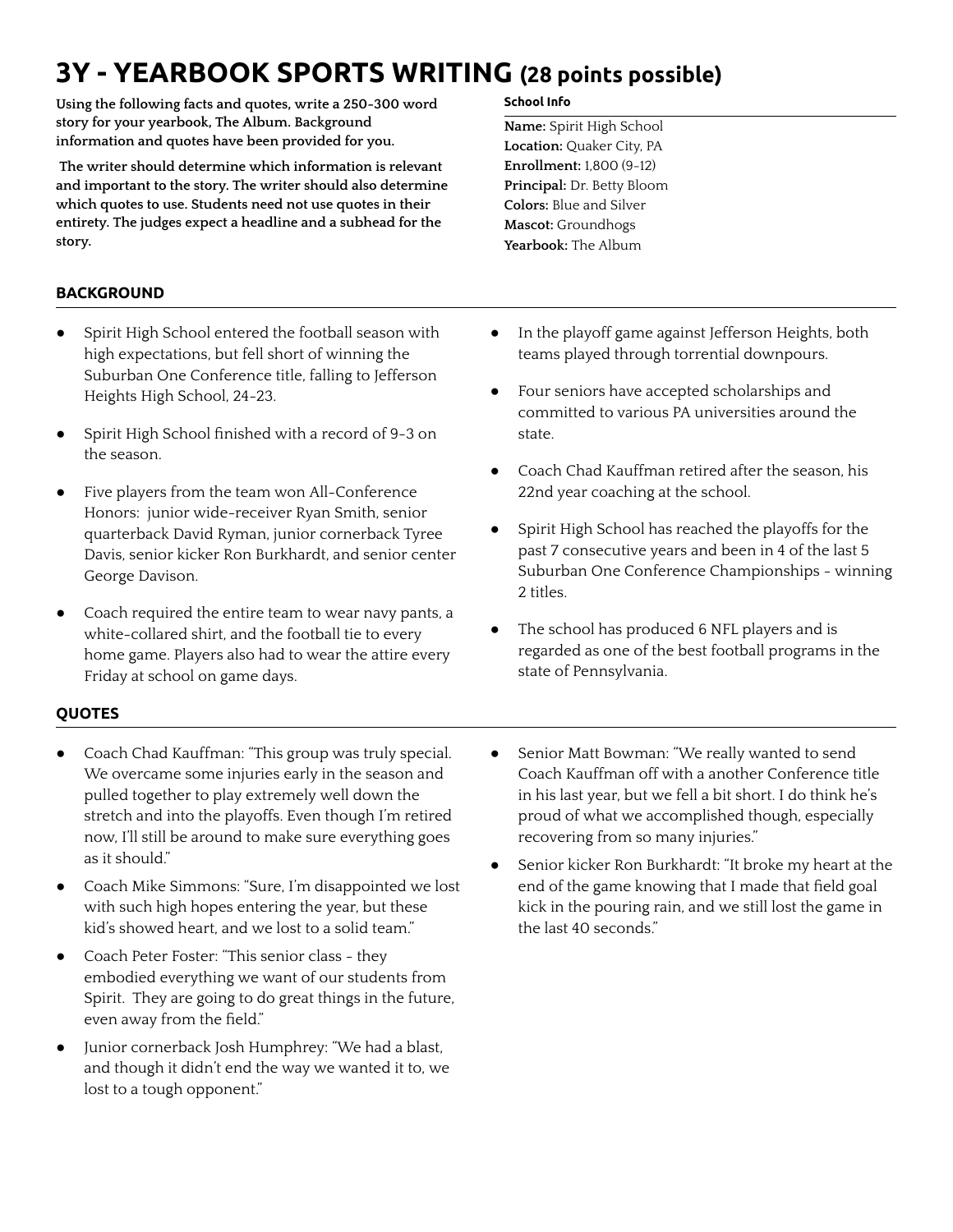# 3Y - YEARBOOK SPORTS WRITING (28 points possible)

**Using the following facts and quotes, write a 250-300 word story for your yearbook, The Album. Background information and quotes have been provided for you.**

**The writer should determine which information is relevant and important to the story. The writer should also determine which quotes to use. Students need not use quotes in their entirety. The judges expect a headline and a subhead for the story.**

**School Info**

**Name:** Spirit High School
**Location:** Quaker City, PA
**Enrollment:** 1,800 (9-12)
**Principal:** Dr. Betty Bloom
**Colors:** Blue and Silver
**Mascot:** Groundhogs
**Yearbook:** The Album

## BACKGROUND

- Spirit High School entered the football season with high expectations, but fell short of winning the Suburban One Conference title, falling to Jefferson Heights High School, 24-23.
- Spirit High School finished with a record of 9-3 on the season.
- Five players from the team won All-Conference Honors: junior wide-receiver Ryan Smith, senior quarterback David Ryman, junior cornerback Tyree Davis, senior kicker Ron Burkhardt, and senior center George Davison.
- Coach required the entire team to wear navy pants, a white-collared shirt, and the football tie to every home game. Players also had to wear the attire every Friday at school on game days.
- In the playoff game against Jefferson Heights, both teams played through torrential downpours.
- Four seniors have accepted scholarships and committed to various PA universities around the state.
- Coach Chad Kauffman retired after the season, his 22nd year coaching at the school.
- Spirit High School has reached the playoffs for the past 7 consecutive years and been in 4 of the last 5 Suburban One Conference Championships - winning 2 titles.
- The school has produced 6 NFL players and is regarded as one of the best football programs in the state of Pennsylvania.

## QUOTES

- Coach Chad Kauffman: "This group was truly special. We overcame some injuries early in the season and pulled together to play extremely well down the stretch and into the playoffs. Even though I'm retired now, I'll still be around to make sure everything goes as it should."
- Coach Mike Simmons: "Sure, I'm disappointed we lost with such high hopes entering the year, but these kid's showed heart, and we lost to a solid team."
- Coach Peter Foster: "This senior class - they embodied everything we want of our students from Spirit. They are going to do great things in the future, even away from the field."
- Junior cornerback Josh Humphrey: "We had a blast, and though it didn't end the way we wanted it to, we lost to a tough opponent."
- Senior Matt Bowman: "We really wanted to send Coach Kauffman off with a another Conference title in his last year, but we fell a bit short. I do think he's proud of what we accomplished though, especially recovering from so many injuries."
- Senior kicker Ron Burkhardt: "It broke my heart at the end of the game knowing that I made that field goal kick in the pouring rain, and we still lost the game in the last 40 seconds."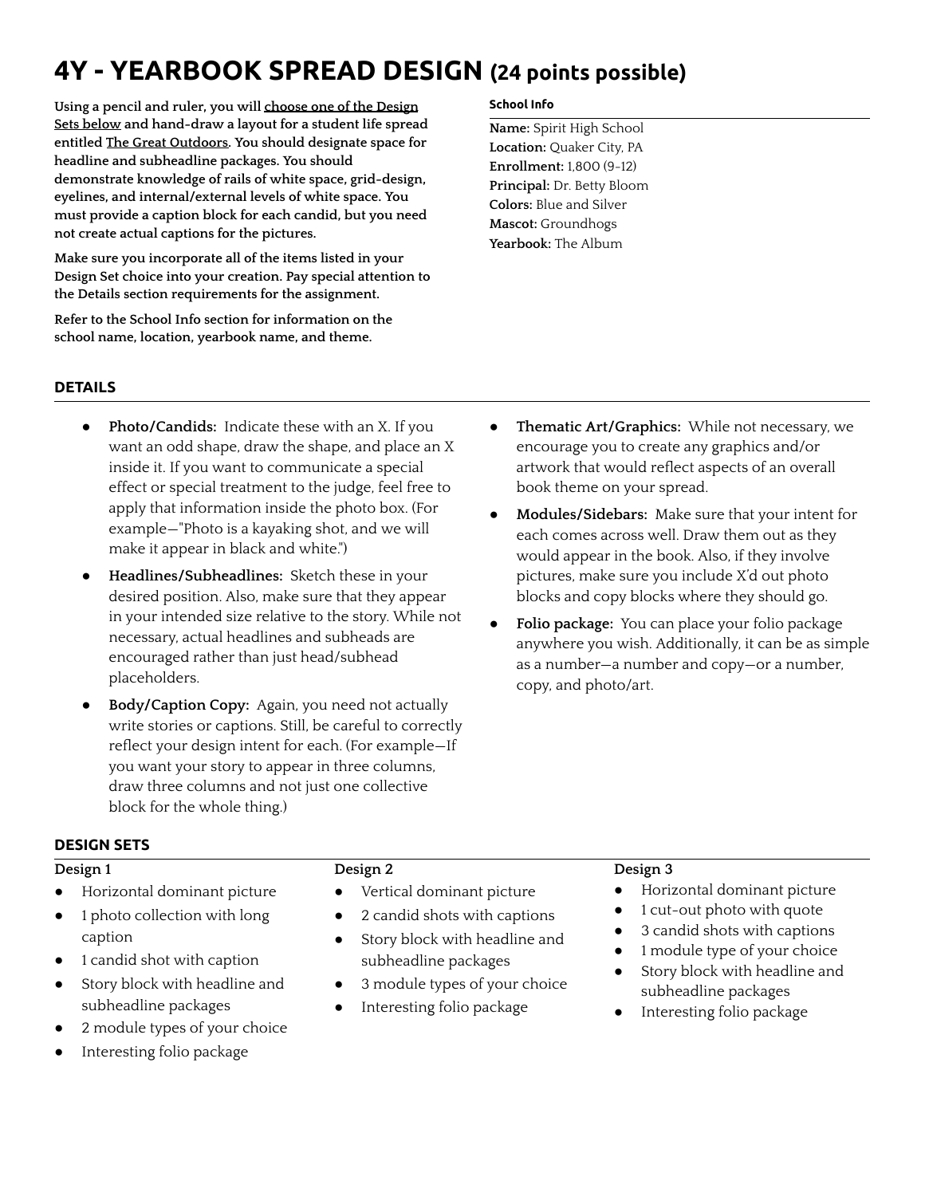# 4Y - YEARBOOK SPREAD DESIGN (24 points possible)

**Using a pencil and ruler, you will choose one of the Design Sets below and hand-draw a layout for a student life spread entitled The Great Outdoors. You should designate space for headline and subheadline packages. You should demonstrate knowledge of rails of white space, grid-design, eyelines, and internal/external levels of white space. You must provide a caption block for each candid, but you need not create actual captions for the pictures.**

**Make sure you incorporate all of the items listed in your Design Set choice into your creation. Pay special attention to the Details section requirements for the assignment.**

**Refer to the School Info section for information on the school name, location, yearbook name, and theme.**

### School Info

**Name:** Spirit High School
**Location:** Quaker City, PA
**Enrollment:** 1,800 (9-12)
**Principal:** Dr. Betty Bloom
**Colors:** Blue and Silver
**Mascot:** Groundhogs
**Yearbook:** The Album

## DETAILS

- **Photo/Candids:** Indicate these with an X. If you want an odd shape, draw the shape, and place an X inside it. If you want to communicate a special effect or special treatment to the judge, feel free to apply that information inside the photo box. (For example—"Photo is a kayaking shot, and we will make it appear in black and white.")
- **Headlines/Subheadlines:** Sketch these in your desired position. Also, make sure that they appear in your intended size relative to the story. While not necessary, actual headlines and subheads are encouraged rather than just head/subhead placeholders.
- **Body/Caption Copy:** Again, you need not actually write stories or captions. Still, be careful to correctly reflect your design intent for each. (For example—If you want your story to appear in three columns, draw three columns and not just one collective block for the whole thing.)
- **Thematic Art/Graphics:** While not necessary, we encourage you to create any graphics and/or artwork that would reflect aspects of an overall book theme on your spread.
- **Modules/Sidebars:** Make sure that your intent for each comes across well. Draw them out as they would appear in the book. Also, if they involve pictures, make sure you include X'd out photo blocks and copy blocks where they should go.
- **Folio package:** You can place your folio package anywhere you wish. Additionally, it can be as simple as a number—a number and copy—or a number, copy, and photo/art.

## DESIGN SETS

**Design 1**

- Horizontal dominant picture
- 1 photo collection with long caption
- 1 candid shot with caption
- Story block with headline and subheadline packages
- 2 module types of your choice
- Interesting folio package

**Design 2**

- Vertical dominant picture
- 2 candid shots with captions
- Story block with headline and subheadline packages
- 3 module types of your choice
- Interesting folio package

**Design 3**

- Horizontal dominant picture
- 1 cut-out photo with quote
- 3 candid shots with captions
- 1 module type of your choice
- Story block with headline and subheadline packages
- Interesting folio package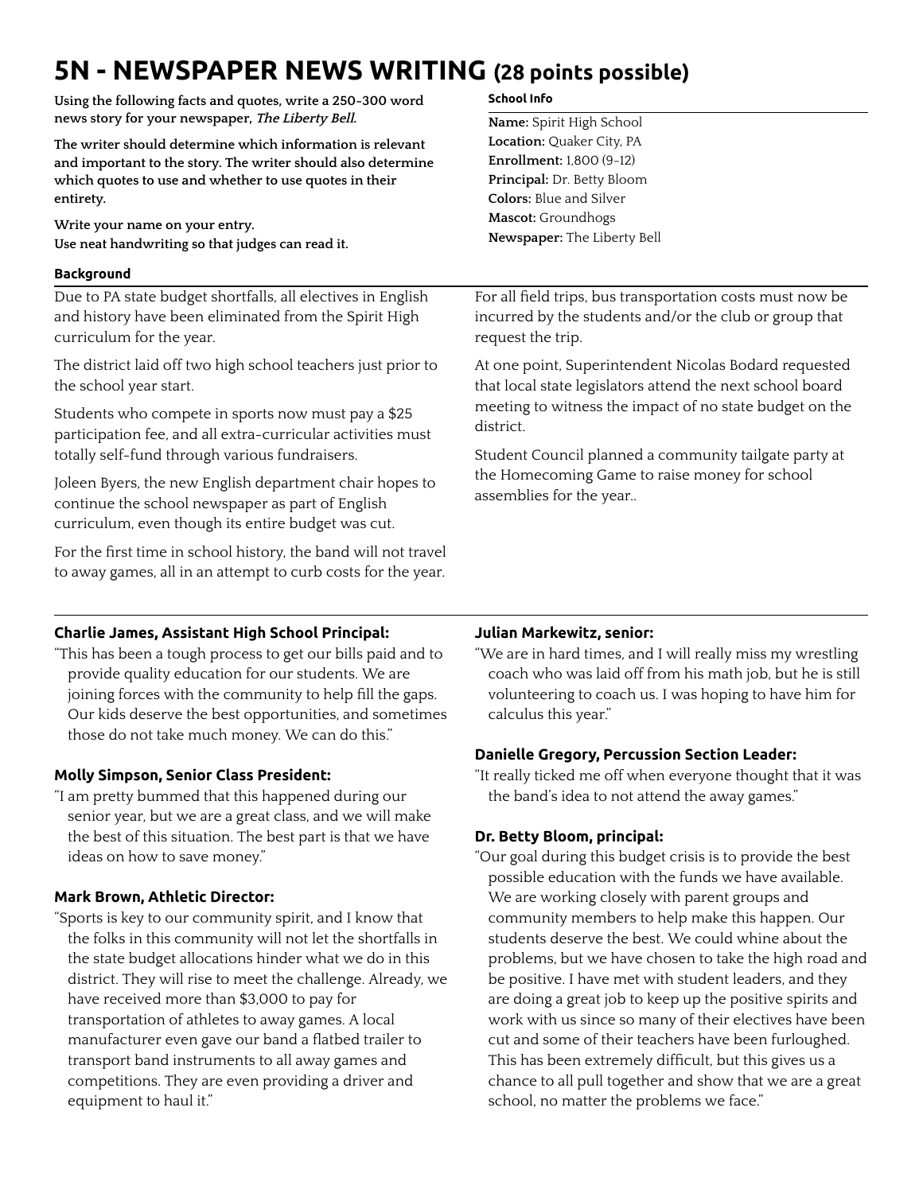# 5N - NEWSPAPER NEWS WRITING (28 points possible)

**Using the following facts and quotes, write a 250-300 word news story for your newspaper, *The Liberty Bell*.**

**The writer should determine which information is relevant and important to the story. The writer should also determine which quotes to use and whether to use quotes in their entirety.**

**Write your name on your entry.**
**Use neat handwriting so that judges can read it.**

### School Info

**Name:** Spirit High School
**Location:** Quaker City, PA
**Enrollment:** 1,800 (9-12)
**Principal:** Dr. Betty Bloom
**Colors:** Blue and Silver
**Mascot:** Groundhogs
**Newspaper:** The Liberty Bell

### Background

Due to PA state budget shortfalls, all electives in English and history have been eliminated from the Spirit High curriculum for the year.

The district laid off two high school teachers just prior to the school year start.

Students who compete in sports now must pay a $25 participation fee, and all extra-curricular activities must totally self-fund through various fundraisers.

Joleen Byers, the new English department chair hopes to continue the school newspaper as part of English curriculum, even though its entire budget was cut.

For the first time in school history, the band will not travel to away games, all in an attempt to curb costs for the year.

For all field trips, bus transportation costs must now be incurred by the students and/or the club or group that request the trip.

At one point, Superintendent Nicolas Bodard requested that local state legislators attend the next school board meeting to witness the impact of no state budget on the district.

Student Council planned a community tailgate party at the Homecoming Game to raise money for school assemblies for the year..

**Charlie James, Assistant High School Principal:**
"This has been a tough process to get our bills paid and to provide quality education for our students. We are joining forces with the community to help fill the gaps. Our kids deserve the best opportunities, and sometimes those do not take much money. We can do this."

**Molly Simpson, Senior Class President:**
"I am pretty bummed that this happened during our senior year, but we are a great class, and we will make the best of this situation. The best part is that we have ideas on how to save money."

**Mark Brown, Athletic Director:**
"Sports is key to our community spirit, and I know that the folks in this community will not let the shortfalls in the state budget allocations hinder what we do in this district. They will rise to meet the challenge. Already, we have received more than $3,000 to pay for transportation of athletes to away games. A local manufacturer even gave our band a flatbed trailer to transport band instruments to all away games and competitions. They are even providing a driver and equipment to haul it."

**Julian Markewitz, senior:**
"We are in hard times, and I will really miss my wrestling coach who was laid off from his math job, but he is still volunteering to coach us. I was hoping to have him for calculus this year."

**Danielle Gregory, Percussion Section Leader:**
"It really ticked me off when everyone thought that it was the band's idea to not attend the away games."

**Dr. Betty Bloom, principal:**
"Our goal during this budget crisis is to provide the best possible education with the funds we have available. We are working closely with parent groups and community members to help make this happen. Our students deserve the best. We could whine about the problems, but we have chosen to take the high road and be positive. I have met with student leaders, and they are doing a great job to keep up the positive spirits and work with us since so many of their electives have been cut and some of their teachers have been furloughed. This has been extremely difficult, but this gives us a chance to all pull together and show that we are a great school, no matter the problems we face."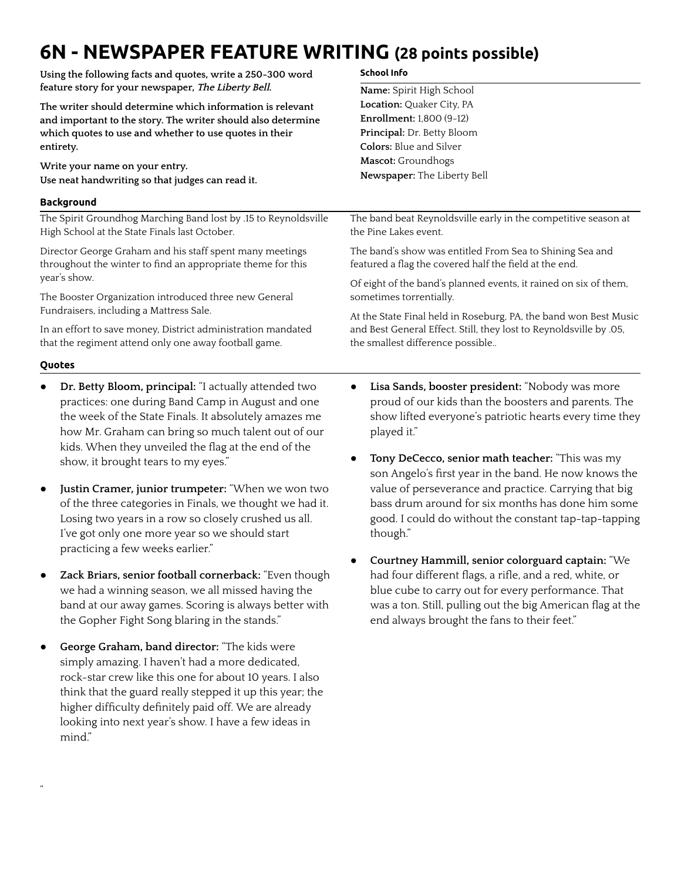# 6N - NEWSPAPER FEATURE WRITING (28 points possible)

**Using the following facts and quotes, write a 250-300 word feature story for your newspaper, *The Liberty Bell*.**

**The writer should determine which information is relevant and important to the story. The writer should also determine which quotes to use and whether to use quotes in their entirety.**

**Write your name on your entry.**
**Use neat handwriting so that judges can read it.**

**School Info**

**Name:** Spirit High School
**Location:** Quaker City, PA
**Enrollment:** 1,800 (9-12)
**Principal:** Dr. Betty Bloom
**Colors:** Blue and Silver
**Mascot:** Groundhogs
**Newspaper:** The Liberty Bell

**Background**

The Spirit Groundhog Marching Band lost by .15 to Reynoldsville High School at the State Finals last October.

Director George Graham and his staff spent many meetings throughout the winter to find an appropriate theme for this year's show.

The Booster Organization introduced three new General Fundraisers, including a Mattress Sale.

In an effort to save money, District administration mandated that the regiment attend only one away football game.

The band beat Reynoldsville early in the competitive season at the Pine Lakes event.

The band's show was entitled From Sea to Shining Sea and featured a flag the covered half the field at the end.

Of eight of the band's planned events, it rained on six of them, sometimes torrentially.

At the State Final held in Roseburg, PA, the band won Best Music and Best General Effect. Still, they lost to Reynoldsville by .05, the smallest difference possible..

**Quotes**

- **Dr. Betty Bloom, principal:** "I actually attended two practices: one during Band Camp in August and one the week of the State Finals. It absolutely amazes me how Mr. Graham can bring so much talent out of our kids. When they unveiled the flag at the end of the show, it brought tears to my eyes."
- **Justin Cramer, junior trumpeter:** "When we won two of the three categories in Finals, we thought we had it. Losing two years in a row so closely crushed us all. I've got only one more year so we should start practicing a few weeks earlier."
- **Zack Briars, senior football cornerback:** "Even though we had a winning season, we all missed having the band at our away games. Scoring is always better with the Gopher Fight Song blaring in the stands."
- **George Graham, band director:** "The kids were simply amazing. I haven't had a more dedicated, rock-star crew like this one for about 10 years. I also think that the guard really stepped it up this year; the higher difficulty definitely paid off. We are already looking into next year's show. I have a few ideas in mind."
- **Lisa Sands, booster president:** "Nobody was more proud of our kids than the boosters and parents. The show lifted everyone's patriotic hearts every time they played it."
- **Tony DeCecco, senior math teacher:** "This was my son Angelo's first year in the band. He now knows the value of perseverance and practice. Carrying that big bass drum around for six months has done him some good. I could do without the constant tap-tap-tapping though."
- **Courtney Hammill, senior colorguard captain:** "We had four different flags, a rifle, and a red, white, or blue cube to carry out for every performance. That was a ton. Still, pulling out the big American flag at the end always brought the fans to their feet."

"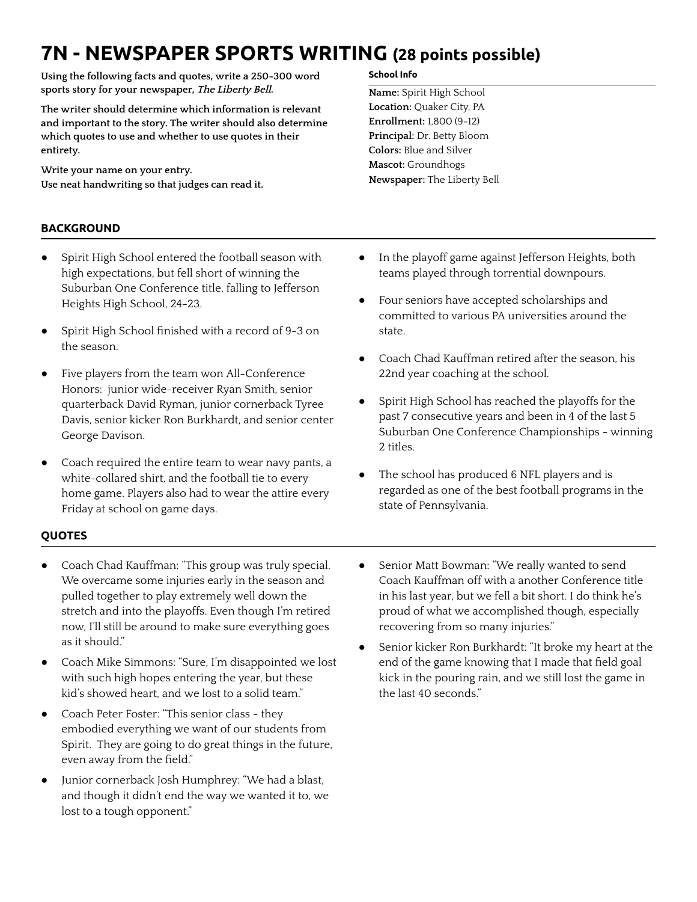# 7N - NEWSPAPER SPORTS WRITING (28 points possible)

**Using the following facts and quotes, write a 250-300 word sports story for your newspaper, *The Liberty Bell*.**

**The writer should determine which information is relevant and important to the story. The writer should also determine which quotes to use and whether to use quotes in their entirety.**

**Write your name on your entry.**
**Use neat handwriting so that judges can read it.**

**School Info**

**Name:** Spirit High School
**Location:** Quaker City, PA
**Enrollment:** 1,800 (9-12)
**Principal:** Dr. Betty Bloom
**Colors:** Blue and Silver
**Mascot:** Groundhogs
**Newspaper:** The Liberty Bell

## BACKGROUND

- Spirit High School entered the football season with high expectations, but fell short of winning the Suburban One Conference title, falling to Jefferson Heights High School, 24-23.
- Spirit High School finished with a record of 9-3 on the season.
- Five players from the team won All-Conference Honors: junior wide-receiver Ryan Smith, senior quarterback David Ryman, junior cornerback Tyree Davis, senior kicker Ron Burkhardt, and senior center George Davison.
- Coach required the entire team to wear navy pants, a white-collared shirt, and the football tie to every home game. Players also had to wear the attire every Friday at school on game days.
- In the playoff game against Jefferson Heights, both teams played through torrential downpours.
- Four seniors have accepted scholarships and committed to various PA universities around the state.
- Coach Chad Kauffman retired after the season, his 22nd year coaching at the school.
- Spirit High School has reached the playoffs for the past 7 consecutive years and been in 4 of the last 5 Suburban One Conference Championships - winning 2 titles.
- The school has produced 6 NFL players and is regarded as one of the best football programs in the state of Pennsylvania.

## QUOTES

- Coach Chad Kauffman: "This group was truly special. We overcame some injuries early in the season and pulled together to play extremely well down the stretch and into the playoffs. Even though I'm retired now, I'll still be around to make sure everything goes as it should."
- Coach Mike Simmons: "Sure, I'm disappointed we lost with such high hopes entering the year, but these kid's showed heart, and we lost to a solid team."
- Coach Peter Foster: "This senior class - they embodied everything we want of our students from Spirit. They are going to do great things in the future, even away from the field."
- Junior cornerback Josh Humphrey: "We had a blast, and though it didn't end the way we wanted it to, we lost to a tough opponent."
- Senior Matt Bowman: "We really wanted to send Coach Kauffman off with a another Conference title in his last year, but we fell a bit short. I do think he's proud of what we accomplished though, especially recovering from so many injuries."
- Senior kicker Ron Burkhardt: "It broke my heart at the end of the game knowing that I made that field goal kick in the pouring rain, and we still lost the game in the last 40 seconds."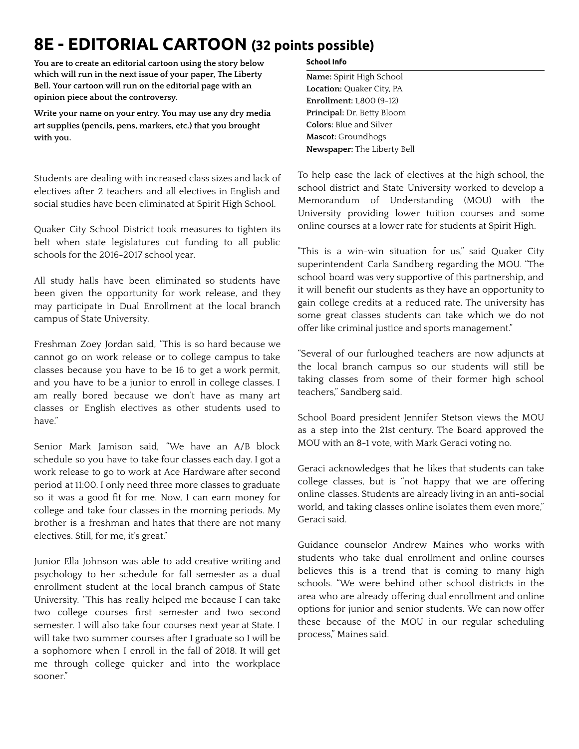# 8E - EDITORIAL CARTOON (32 points possible)

**You are to create an editorial cartoon using the story below which will run in the next issue of your paper, The Liberty Bell. Your cartoon will run on the editorial page with an opinion piece about the controversy.**

**Write your name on your entry. You may use any dry media art supplies (pencils, pens, markers, etc.) that you brought with you.**

**School Info**

**Name:** Spirit High School
**Location:** Quaker City, PA
**Enrollment:** 1,800 (9-12)
**Principal:** Dr. Betty Bloom
**Colors:** Blue and Silver
**Mascot:** Groundhogs
**Newspaper:** The Liberty Bell

Students are dealing with increased class sizes and lack of electives after 2 teachers and all electives in English and social studies have been eliminated at Spirit High School.

Quaker City School District took measures to tighten its belt when state legislatures cut funding to all public schools for the 2016-2017 school year.

All study halls have been eliminated so students have been given the opportunity for work release, and they may participate in Dual Enrollment at the local branch campus of State University.

Freshman Zoey Jordan said, "This is so hard because we cannot go on work release or to college campus to take classes because you have to be 16 to get a work permit, and you have to be a junior to enroll in college classes. I am really bored because we don't have as many art classes or English electives as other students used to have."

Senior Mark Jamison said, "We have an A/B block schedule so you have to take four classes each day. I got a work release to go to work at Ace Hardware after second period at 11:00. I only need three more classes to graduate so it was a good fit for me. Now, I can earn money for college and take four classes in the morning periods. My brother is a freshman and hates that there are not many electives. Still, for me, it's great."

Junior Ella Johnson was able to add creative writing and psychology to her schedule for fall semester as a dual enrollment student at the local branch campus of State University. "This has really helped me because I can take two college courses first semester and two second semester. I will also take four courses next year at State. I will take two summer courses after I graduate so I will be a sophomore when I enroll in the fall of 2018. It will get me through college quicker and into the workplace sooner."

To help ease the lack of electives at the high school, the school district and State University worked to develop a Memorandum of Understanding (MOU) with the University providing lower tuition courses and some online courses at a lower rate for students at Spirit High.

"This is a win-win situation for us," said Quaker City superintendent Carla Sandberg regarding the MOU. "The school board was very supportive of this partnership, and it will benefit our students as they have an opportunity to gain college credits at a reduced rate. The university has some great classes students can take which we do not offer like criminal justice and sports management."

"Several of our furloughed teachers are now adjuncts at the local branch campus so our students will still be taking classes from some of their former high school teachers," Sandberg said.

School Board president Jennifer Stetson views the MOU as a step into the 21st century. The Board approved the MOU with an 8-1 vote, with Mark Geraci voting no.

Geraci acknowledges that he likes that students can take college classes, but is "not happy that we are offering online classes. Students are already living in an anti-social world, and taking classes online isolates them even more," Geraci said.

Guidance counselor Andrew Maines who works with students who take dual enrollment and online courses believes this is a trend that is coming to many high schools. "We were behind other school districts in the area who are already offering dual enrollment and online options for junior and senior students. We can now offer these because of the MOU in our regular scheduling process," Maines said.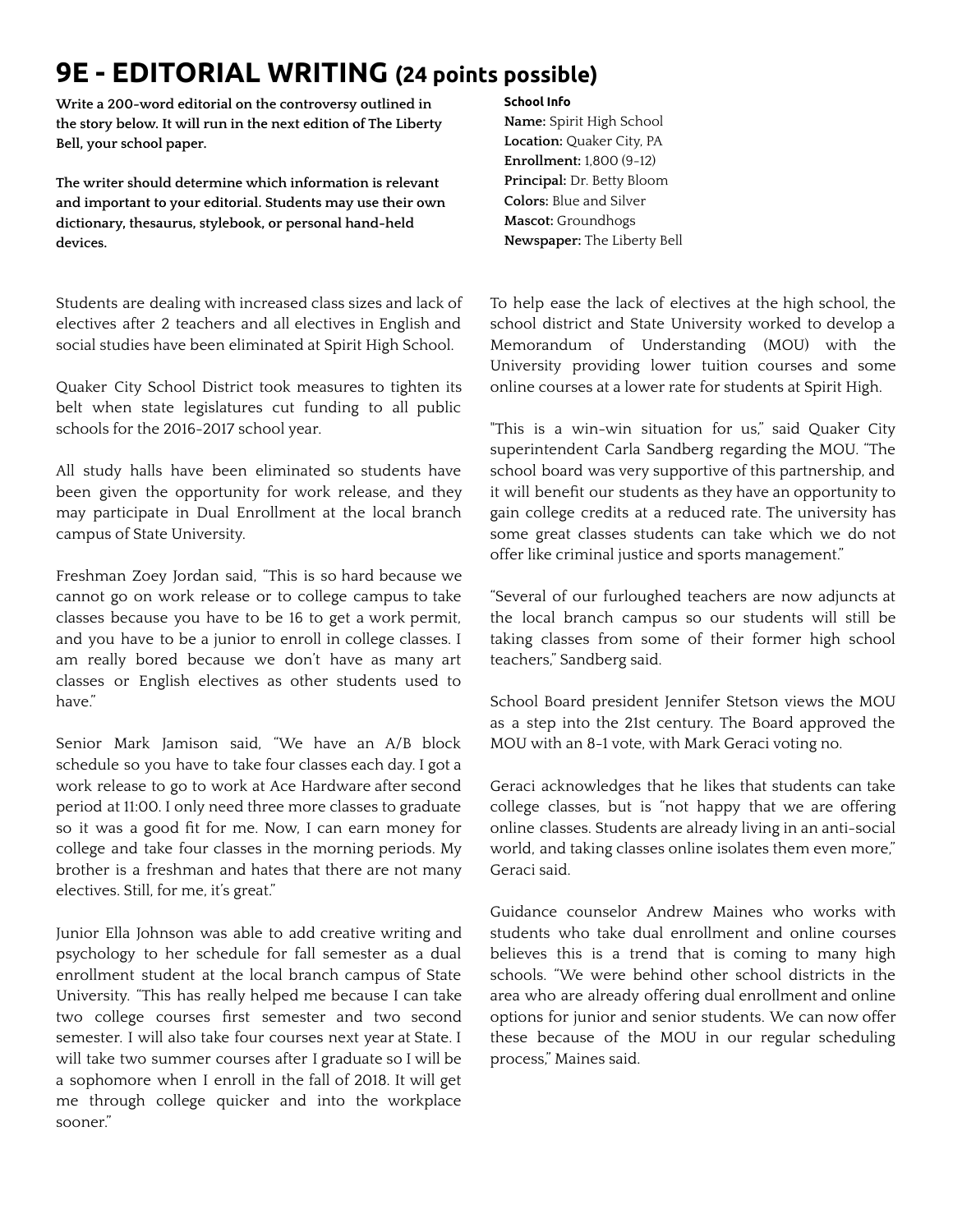# 9E - EDITORIAL WRITING (24 points possible)

**Write a 200-word editorial on the controversy outlined in the story below. It will run in the next edition of The Liberty Bell, your school paper.**

**The writer should determine which information is relevant and important to your editorial. Students may use their own dictionary, thesaurus, stylebook, or personal hand-held devices.**

**School Info**
**Name:** Spirit High School
**Location:** Quaker City, PA
**Enrollment:** 1,800 (9-12)
**Principal:** Dr. Betty Bloom
**Colors:** Blue and Silver
**Mascot:** Groundhogs
**Newspaper:** The Liberty Bell

Students are dealing with increased class sizes and lack of electives after 2 teachers and all electives in English and social studies have been eliminated at Spirit High School.

Quaker City School District took measures to tighten its belt when state legislatures cut funding to all public schools for the 2016-2017 school year.

All study halls have been eliminated so students have been given the opportunity for work release, and they may participate in Dual Enrollment at the local branch campus of State University.

Freshman Zoey Jordan said, "This is so hard because we cannot go on work release or to college campus to take classes because you have to be 16 to get a work permit, and you have to be a junior to enroll in college classes. I am really bored because we don't have as many art classes or English electives as other students used to have."

Senior Mark Jamison said, "We have an A/B block schedule so you have to take four classes each day. I got a work release to go to work at Ace Hardware after second period at 11:00. I only need three more classes to graduate so it was a good fit for me. Now, I can earn money for college and take four classes in the morning periods. My brother is a freshman and hates that there are not many electives. Still, for me, it's great."

Junior Ella Johnson was able to add creative writing and psychology to her schedule for fall semester as a dual enrollment student at the local branch campus of State University. "This has really helped me because I can take two college courses first semester and two second semester. I will also take four courses next year at State. I will take two summer courses after I graduate so I will be a sophomore when I enroll in the fall of 2018. It will get me through college quicker and into the workplace sooner."

To help ease the lack of electives at the high school, the school district and State University worked to develop a Memorandum of Understanding (MOU) with the University providing lower tuition courses and some online courses at a lower rate for students at Spirit High.

"This is a win-win situation for us," said Quaker City superintendent Carla Sandberg regarding the MOU. "The school board was very supportive of this partnership, and it will benefit our students as they have an opportunity to gain college credits at a reduced rate. The university has some great classes students can take which we do not offer like criminal justice and sports management."

"Several of our furloughed teachers are now adjuncts at the local branch campus so our students will still be taking classes from some of their former high school teachers," Sandberg said.

School Board president Jennifer Stetson views the MOU as a step into the 21st century. The Board approved the MOU with an 8-1 vote, with Mark Geraci voting no.

Geraci acknowledges that he likes that students can take college classes, but is "not happy that we are offering online classes. Students are already living in an anti-social world, and taking classes online isolates them even more," Geraci said.

Guidance counselor Andrew Maines who works with students who take dual enrollment and online courses believes this is a trend that is coming to many high schools. "We were behind other school districts in the area who are already offering dual enrollment and online options for junior and senior students. We can now offer these because of the MOU in our regular scheduling process," Maines said.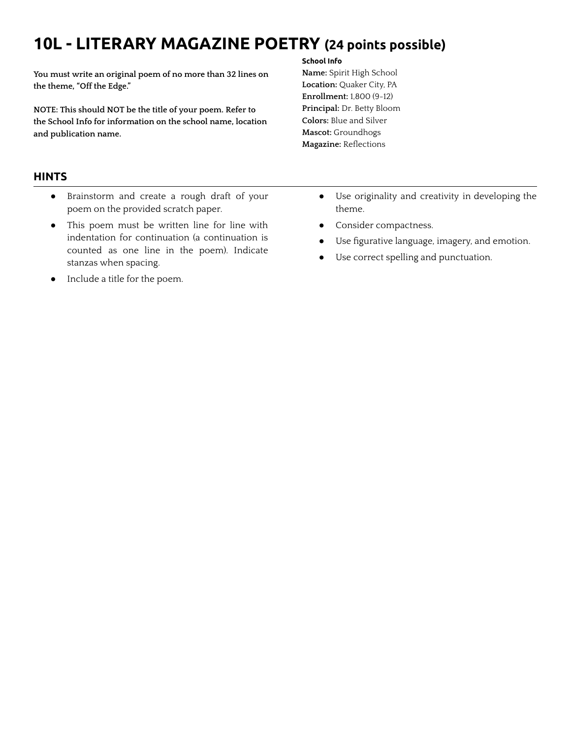# 10L - LITERARY MAGAZINE POETRY (24 points possible)

**You must write an original poem of no more than 32 lines on the theme, "Off the Edge."**

**NOTE: This should NOT be the title of your poem. Refer to the School Info for information on the school name, location and publication name.**

**School Info**
**Name:** Spirit High School
**Location:** Quaker City, PA
**Enrollment:** 1,800 (9-12)
**Principal:** Dr. Betty Bloom
**Colors:** Blue and Silver
**Mascot:** Groundhogs
**Magazine:** Reflections

## HINTS

- Brainstorm and create a rough draft of your poem on the provided scratch paper.
- This poem must be written line for line with indentation for continuation (a continuation is counted as one line in the poem). Indicate stanzas when spacing.
- Include a title for the poem.
- Use originality and creativity in developing the theme.
- Consider compactness.
- Use figurative language, imagery, and emotion.
- Use correct spelling and punctuation.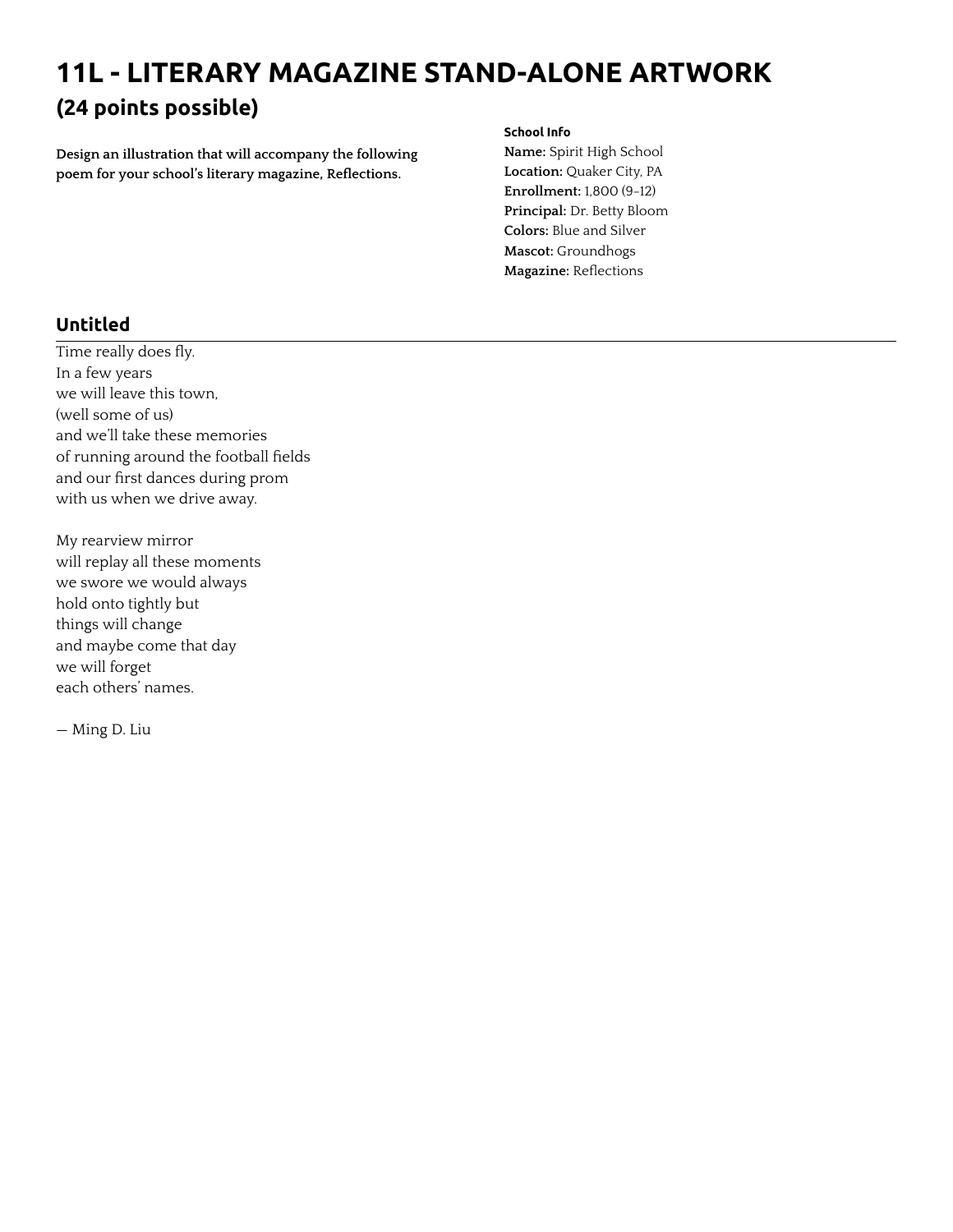# 11L - LITERARY MAGAZINE STAND-ALONE ARTWORK

## (24 points possible)

**Design an illustration that will accompany the following poem for your school's literary magazine, Reflections.**

**School Info**
**Name:** Spirit High School
**Location:** Quaker City, PA
**Enrollment:** 1,800 (9-12)
**Principal:** Dr. Betty Bloom
**Colors:** Blue and Silver
**Mascot:** Groundhogs
**Magazine:** Reflections

### Untitled

Time really does fly.
In a few years
we will leave this town,
(well some of us)
and we'll take these memories
of running around the football fields
and our first dances during prom
with us when we drive away.

My rearview mirror
will replay all these moments
we swore we would always
hold onto tightly but
things will change
and maybe come that day
we will forget
each others' names.

— Ming D. Liu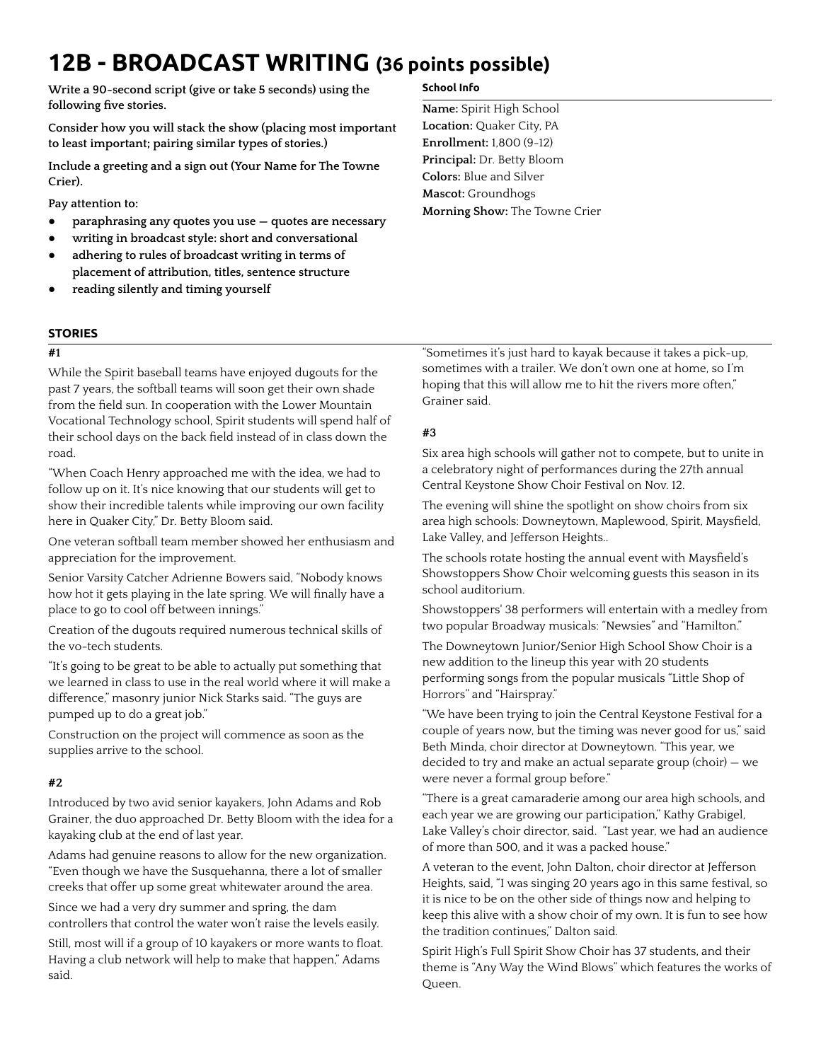# 12B - BROADCAST WRITING (36 points possible)

**Write a 90-second script (give or take 5 seconds) using the following five stories.**

**Consider how you will stack the show (placing most important to least important; pairing similar types of stories.)**

**Include a greeting and a sign out (Your Name for The Towne Crier).**

**Pay attention to:**

- **paraphrasing any quotes you use — quotes are necessary**
- **writing in broadcast style: short and conversational**
- **adhering to rules of broadcast writing in terms of placement of attribution, titles, sentence structure**
- **reading silently and timing yourself**

**School Info**

**Name:** Spirit High School
**Location:** Quaker City, PA
**Enrollment:** 1,800 (9-12)
**Principal:** Dr. Betty Bloom
**Colors:** Blue and Silver
**Mascot:** Groundhogs
**Morning Show:** The Towne Crier

## STORIES

### #1

While the Spirit baseball teams have enjoyed dugouts for the past 7 years, the softball teams will soon get their own shade from the field sun. In cooperation with the Lower Mountain Vocational Technology school, Spirit students will spend half of their school days on the back field instead of in class down the road.

"When Coach Henry approached me with the idea, we had to follow up on it. It's nice knowing that our students will get to show their incredible talents while improving our own facility here in Quaker City," Dr. Betty Bloom said.

One veteran softball team member showed her enthusiasm and appreciation for the improvement.

Senior Varsity Catcher Adrienne Bowers said, "Nobody knows how hot it gets playing in the late spring. We will finally have a place to go to cool off between innings."

Creation of the dugouts required numerous technical skills of the vo-tech students.

"It's going to be great to be able to actually put something that we learned in class to use in the real world where it will make a difference," masonry junior Nick Starks said. "The guys are pumped up to do a great job."

Construction on the project will commence as soon as the supplies arrive to the school.

### #2

Introduced by two avid senior kayakers, John Adams and Rob Grainer, the duo approached Dr. Betty Bloom with the idea for a kayaking club at the end of last year.

Adams had genuine reasons to allow for the new organization. "Even though we have the Susquehanna, there a lot of smaller creeks that offer up some great whitewater around the area.

Since we had a very dry summer and spring, the dam controllers that control the water won't raise the levels easily.

Still, most will if a group of 10 kayakers or more wants to float. Having a club network will help to make that happen," Adams said.

"Sometimes it's just hard to kayak because it takes a pick-up, sometimes with a trailer. We don't own one at home, so I'm hoping that this will allow me to hit the rivers more often," Grainer said.

### #3

Six area high schools will gather not to compete, but to unite in a celebratory night of performances during the 27th annual Central Keystone Show Choir Festival on Nov. 12.

The evening will shine the spotlight on show choirs from six area high schools: Downeytown, Maplewood, Spirit, Maysfield, Lake Valley, and Jefferson Heights..

The schools rotate hosting the annual event with Maysfield's Showstoppers Show Choir welcoming guests this season in its school auditorium.

Showstoppers' 38 performers will entertain with a medley from two popular Broadway musicals: "Newsies" and "Hamilton."

The Downeytown Junior/Senior High School Show Choir is a new addition to the lineup this year with 20 students performing songs from the popular musicals "Little Shop of Horrors" and "Hairspray."

"We have been trying to join the Central Keystone Festival for a couple of years now, but the timing was never good for us," said Beth Minda, choir director at Downeytown. "This year, we decided to try and make an actual separate group (choir) — we were never a formal group before."

"There is a great camaraderie among our area high schools, and each year we are growing our participation," Kathy Grabigel, Lake Valley's choir director, said. "Last year, we had an audience of more than 500, and it was a packed house."

A veteran to the event, John Dalton, choir director at Jefferson Heights, said, "I was singing 20 years ago in this same festival, so it is nice to be on the other side of things now and helping to keep this alive with a show choir of my own. It is fun to see how the tradition continues," Dalton said.

Spirit High's Full Spirit Show Choir has 37 students, and their theme is "Any Way the Wind Blows" which features the works of Queen.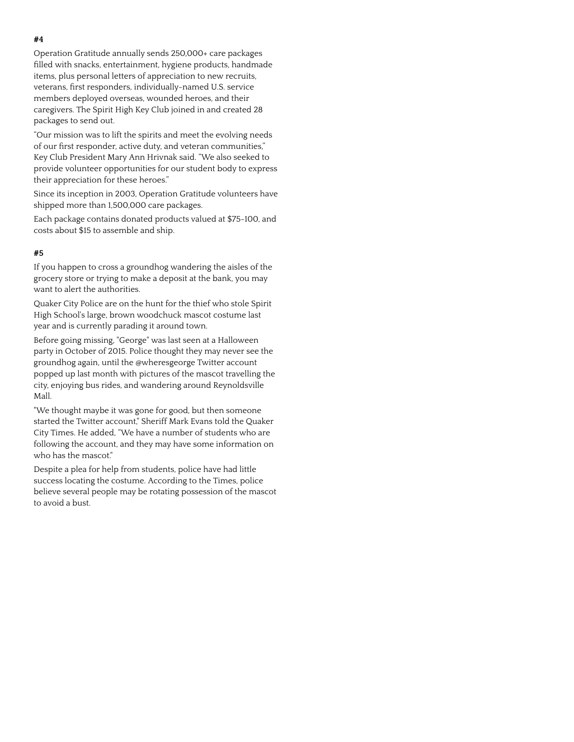**#4**

Operation Gratitude annually sends 250,000+ care packages filled with snacks, entertainment, hygiene products, handmade items, plus personal letters of appreciation to new recruits, veterans, first responders, individually-named U.S. service members deployed overseas, wounded heroes, and their caregivers. The Spirit High Key Club joined in and created 28 packages to send out.

"Our mission was to lift the spirits and meet the evolving needs of our first responder, active duty, and veteran communities," Key Club President Mary Ann Hrivnak said. "We also seeked to provide volunteer opportunities for our student body to express their appreciation for these heroes."

Since its inception in 2003, Operation Gratitude volunteers have shipped more than 1,500,000 care packages.

Each package contains donated products valued at $75-100, and costs about $15 to assemble and ship.

**#5**

If you happen to cross a groundhog wandering the aisles of the grocery store or trying to make a deposit at the bank, you may want to alert the authorities.

Quaker City Police are on the hunt for the thief who stole Spirit High School's large, brown woodchuck mascot costume last year and is currently parading it around town.

Before going missing, "George" was last seen at a Halloween party in October of 2015. Police thought they may never see the groundhog again, until the @wheresgeorge Twitter account popped up last month with pictures of the mascot travelling the city, enjoying bus rides, and wandering around Reynoldsville Mall.

"We thought maybe it was gone for good, but then someone started the Twitter account," Sheriff Mark Evans told the Quaker City Times. He added, "We have a number of students who are following the account, and they may have some information on who has the mascot."

Despite a plea for help from students, police have had little success locating the costume. According to the Times, police believe several people may be rotating possession of the mascot to avoid a bust.